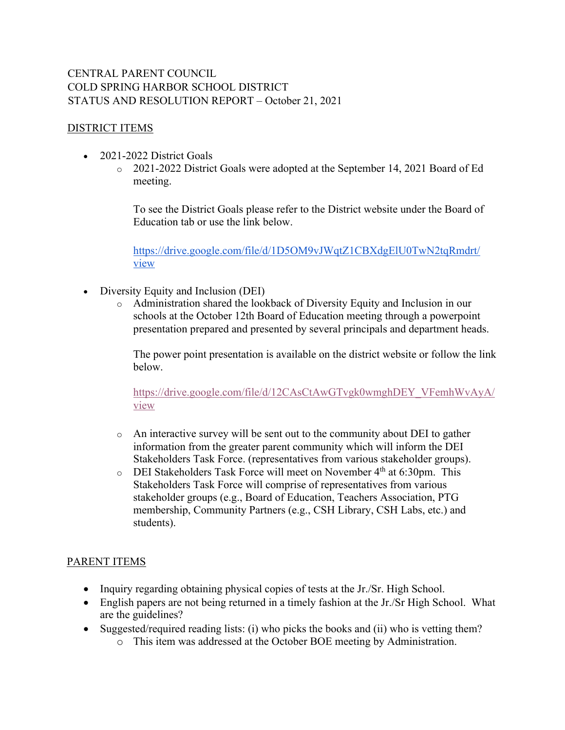CENTRAL PARENT COUNCIL
COLD SPRING HARBOR SCHOOL DISTRICT
STATUS AND RESOLUTION REPORT – October 21, 2021

## DISTRICT ITEMS

- 2021-2022 District Goals
  - 2021-2022 District Goals were adopted at the September 14, 2021 Board of Ed meeting.

    To see the District Goals please refer to the District website under the Board of Education tab or use the link below.

    https://drive.google.com/file/d/1D5OM9vJWqtZ1CBXdgElU0TwN2tqRmdrt/view

- Diversity Equity and Inclusion (DEI)
  - Administration shared the lookback of Diversity Equity and Inclusion in our schools at the October 12th Board of Education meeting through a powerpoint presentation prepared and presented by several principals and department heads.

    The power point presentation is available on the district website or follow the link below.

    https://drive.google.com/file/d/12CAsCtAwGTvgk0wmghDEY_VFemhWvAyA/view

  - An interactive survey will be sent out to the community about DEI to gather information from the greater parent community which will inform the DEI Stakeholders Task Force. (representatives from various stakeholder groups).
  - DEI Stakeholders Task Force will meet on November 4th at 6:30pm. This Stakeholders Task Force will comprise of representatives from various stakeholder groups (e.g., Board of Education, Teachers Association, PTG membership, Community Partners (e.g., CSH Library, CSH Labs, etc.) and students).

## PARENT ITEMS

- Inquiry regarding obtaining physical copies of tests at the Jr./Sr. High School.
- English papers are not being returned in a timely fashion at the Jr./Sr High School. What are the guidelines?
- Suggested/required reading lists: (i) who picks the books and (ii) who is vetting them?
  - This item was addressed at the October BOE meeting by Administration.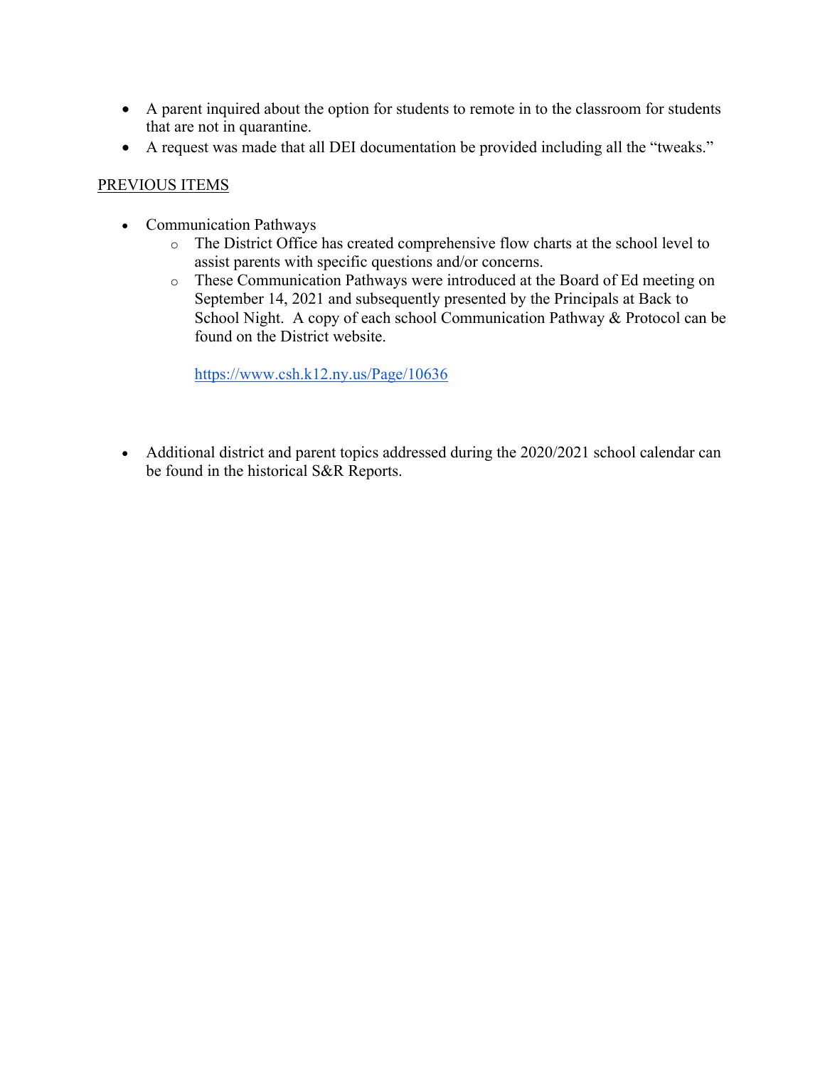- A parent inquired about the option for students to remote in to the classroom for students that are not in quarantine.
- A request was made that all DEI documentation be provided including all the "tweaks."

<u>PREVIOUS ITEMS</u>

- Communication Pathways
  - The District Office has created comprehensive flow charts at the school level to assist parents with specific questions and/or concerns.
  - These Communication Pathways were introduced at the Board of Ed meeting on September 14, 2021 and subsequently presented by the Principals at Back to School Night. A copy of each school Communication Pathway & Protocol can be found on the District website.

    https://www.csh.k12.ny.us/Page/10636

- Additional district and parent topics addressed during the 2020/2021 school calendar can be found in the historical S&R Reports.